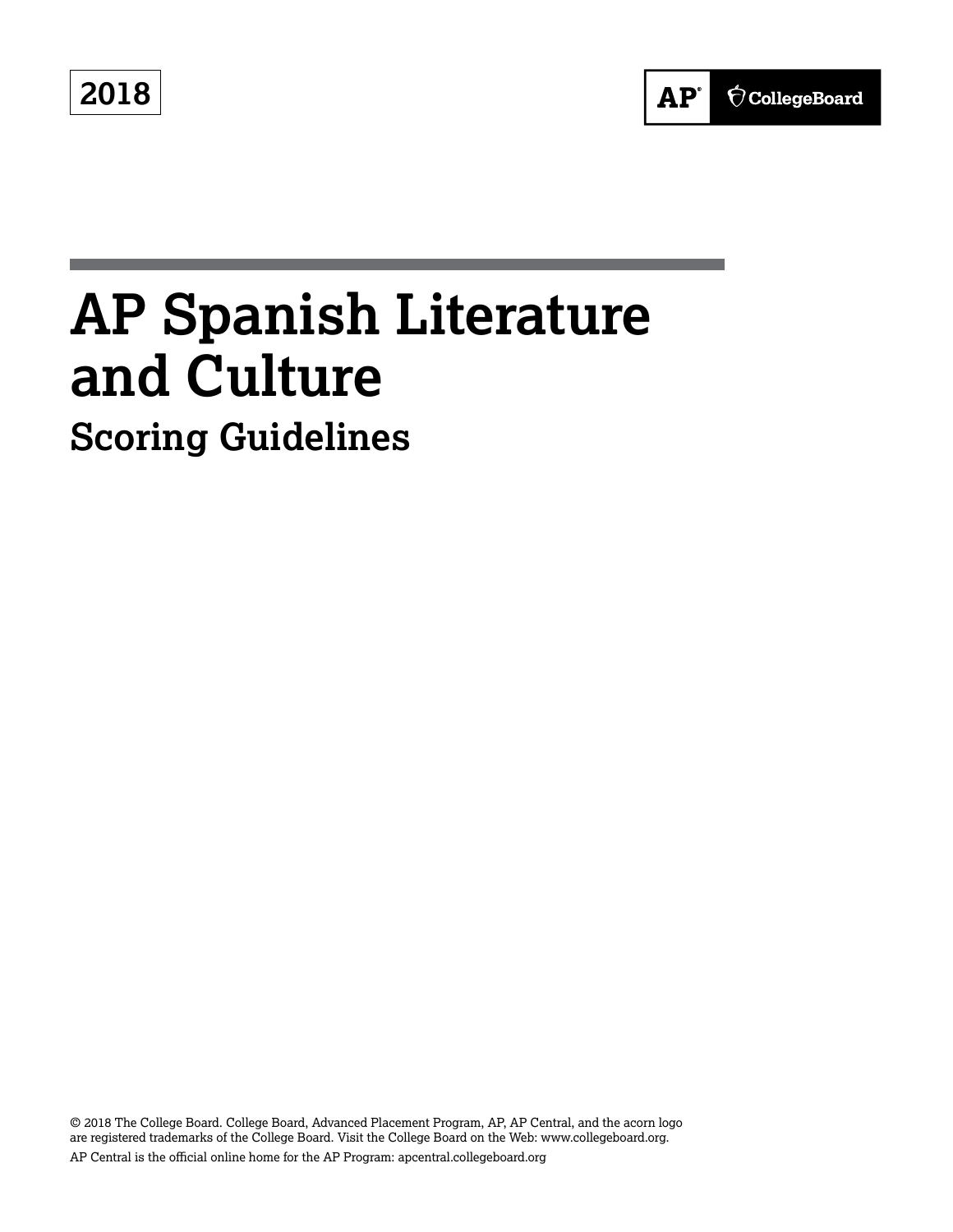2018

AP CollegeBoard

# AP Spanish Literature and Culture

## Scoring Guidelines

© 2018 The College Board. College Board, Advanced Placement Program, AP, AP Central, and the acorn logo are registered trademarks of the College Board. Visit the College Board on the Web: www.collegeboard.org.

AP Central is the official online home for the AP Program: apcentral.collegeboard.org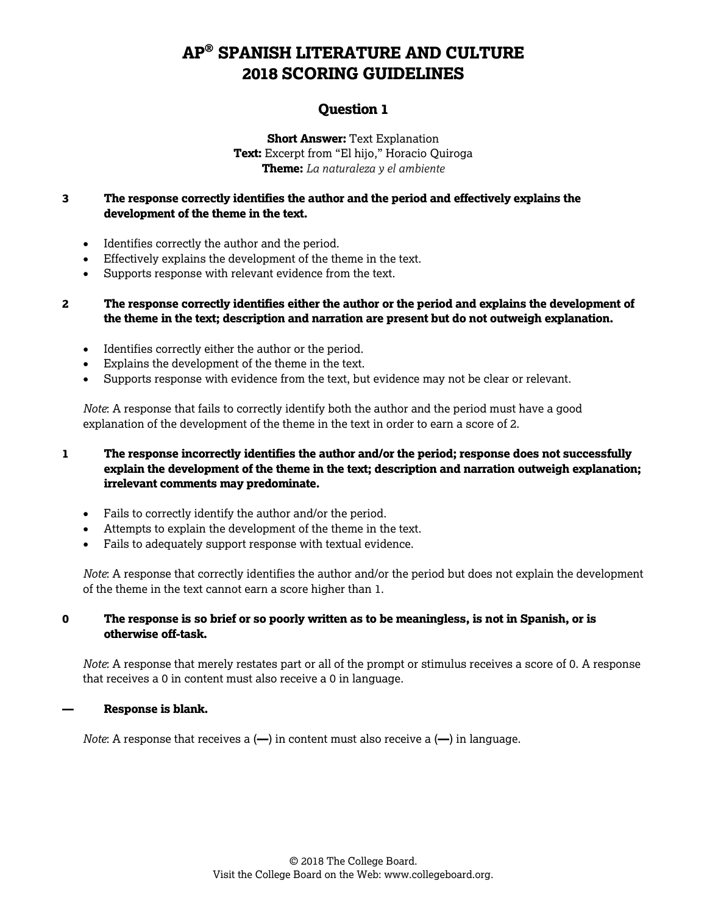# AP® SPANISH LITERATURE AND CULTURE 2018 SCORING GUIDELINES

## Question 1

**Short Answer:** Text Explanation
**Text:** Excerpt from "El hijo," Horacio Quiroga
**Theme:** *La naturaleza y el ambiente*

**3 — The response correctly identifies the author and the period and effectively explains the development of the theme in the text.**

- Identifies correctly the author and the period.
- Effectively explains the development of the theme in the text.
- Supports response with relevant evidence from the text.

**2 — The response correctly identifies either the author or the period and explains the development of the theme in the text; description and narration are present but do not outweigh explanation.**

- Identifies correctly either the author or the period.
- Explains the development of the theme in the text.
- Supports response with evidence from the text, but evidence may not be clear or relevant.

*Note*: A response that fails to correctly identify both the author and the period must have a good explanation of the development of the theme in the text in order to earn a score of 2.

**1 — The response incorrectly identifies the author and/or the period; response does not successfully explain the development of the theme in the text; description and narration outweigh explanation; irrelevant comments may predominate.**

- Fails to correctly identify the author and/or the period.
- Attempts to explain the development of the theme in the text.
- Fails to adequately support response with textual evidence.

*Note*: A response that correctly identifies the author and/or the period but does not explain the development of the theme in the text cannot earn a score higher than 1.

**0 — The response is so brief or so poorly written as to be meaningless, is not in Spanish, or is otherwise off-task.**

*Note*: A response that merely restates part or all of the prompt or stimulus receives a score of 0. A response that receives a 0 in content must also receive a 0 in language.

**— Response is blank.**

*Note*: A response that receives a (—) in content must also receive a (—) in language.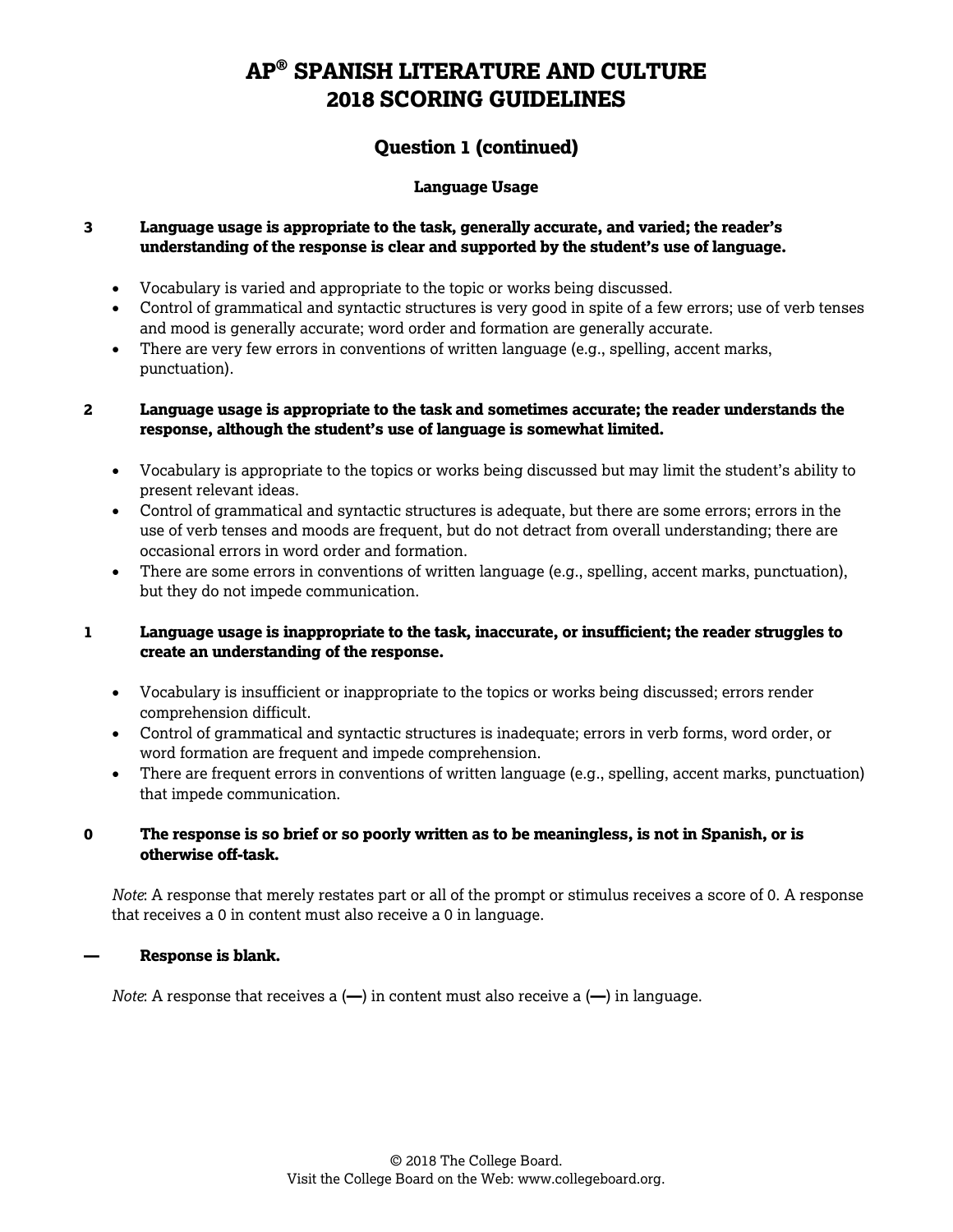# AP® SPANISH LITERATURE AND CULTURE 2018 SCORING GUIDELINES

## Question 1 (continued)

### Language Usage

**3 Language usage is appropriate to the task, generally accurate, and varied; the reader's understanding of the response is clear and supported by the student's use of language.**

- Vocabulary is varied and appropriate to the topic or works being discussed.
- Control of grammatical and syntactic structures is very good in spite of a few errors; use of verb tenses and mood is generally accurate; word order and formation are generally accurate.
- There are very few errors in conventions of written language (e.g., spelling, accent marks, punctuation).

**2 Language usage is appropriate to the task and sometimes accurate; the reader understands the response, although the student's use of language is somewhat limited.**

- Vocabulary is appropriate to the topics or works being discussed but may limit the student's ability to present relevant ideas.
- Control of grammatical and syntactic structures is adequate, but there are some errors; errors in the use of verb tenses and moods are frequent, but do not detract from overall understanding; there are occasional errors in word order and formation.
- There are some errors in conventions of written language (e.g., spelling, accent marks, punctuation), but they do not impede communication.

**1 Language usage is inappropriate to the task, inaccurate, or insufficient; the reader struggles to create an understanding of the response.**

- Vocabulary is insufficient or inappropriate to the topics or works being discussed; errors render comprehension difficult.
- Control of grammatical and syntactic structures is inadequate; errors in verb forms, word order, or word formation are frequent and impede comprehension.
- There are frequent errors in conventions of written language (e.g., spelling, accent marks, punctuation) that impede communication.

**0 The response is so brief or so poorly written as to be meaningless, is not in Spanish, or is otherwise off-task.**

*Note*: A response that merely restates part or all of the prompt or stimulus receives a score of 0. A response that receives a 0 in content must also receive a 0 in language.

**— Response is blank.**

*Note*: A response that receives a (—) in content must also receive a (—) in language.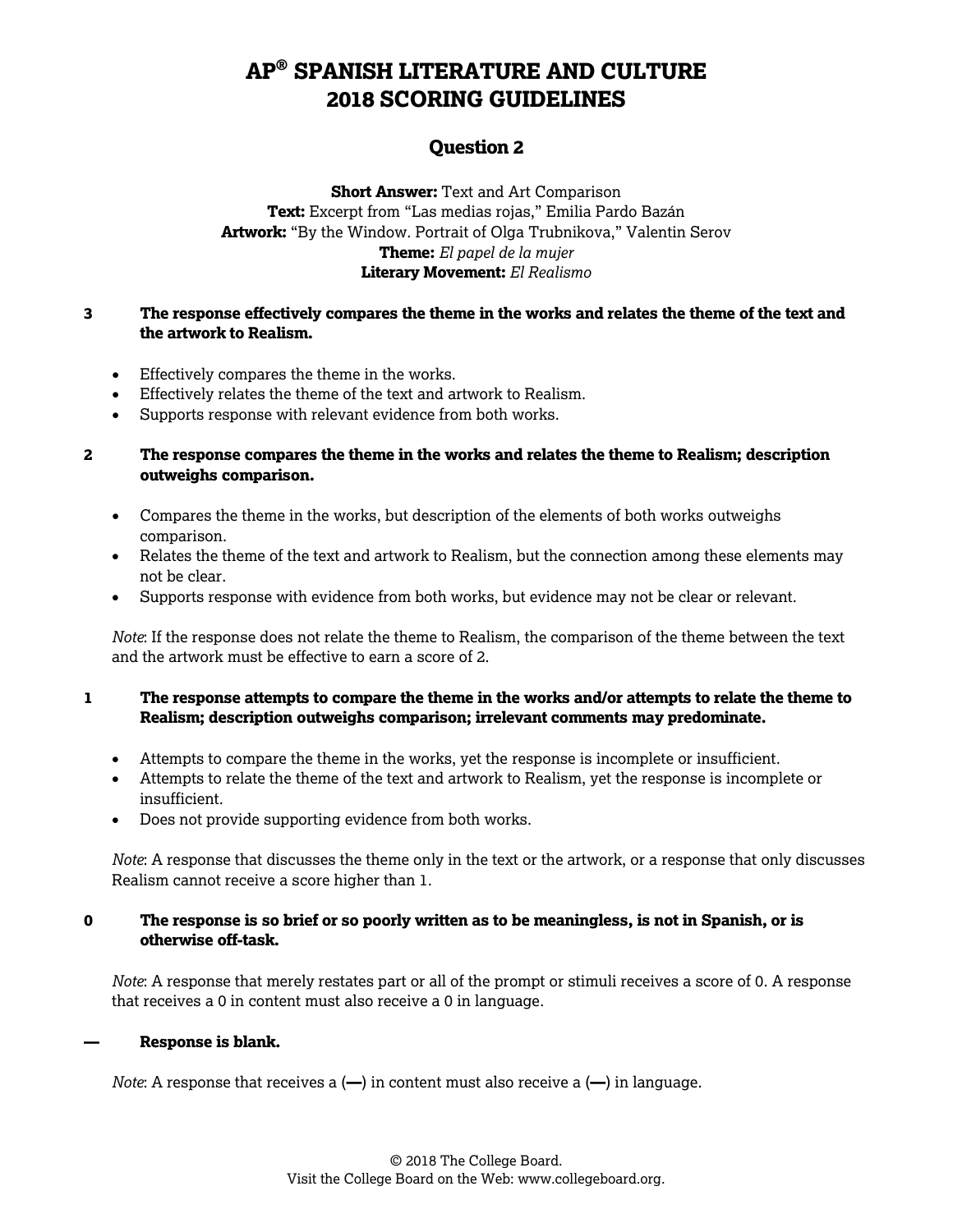# AP® SPANISH LITERATURE AND CULTURE 2018 SCORING GUIDELINES

## Question 2

**Short Answer:** Text and Art Comparison
**Text:** Excerpt from "Las medias rojas," Emilia Pardo Bazán
**Artwork:** "By the Window. Portrait of Olga Trubnikova," Valentin Serov
**Theme:** *El papel de la mujer*
**Literary Movement:** *El Realismo*

**3 The response effectively compares the theme in the works and relates the theme of the text and the artwork to Realism.**

- Effectively compares the theme in the works.
- Effectively relates the theme of the text and artwork to Realism.
- Supports response with relevant evidence from both works.

**2 The response compares the theme in the works and relates the theme to Realism; description outweighs comparison.**

- Compares the theme in the works, but description of the elements of both works outweighs comparison.
- Relates the theme of the text and artwork to Realism, but the connection among these elements may not be clear.
- Supports response with evidence from both works, but evidence may not be clear or relevant.

*Note*: If the response does not relate the theme to Realism, the comparison of the theme between the text and the artwork must be effective to earn a score of 2.

**1 The response attempts to compare the theme in the works and/or attempts to relate the theme to Realism; description outweighs comparison; irrelevant comments may predominate.**

- Attempts to compare the theme in the works, yet the response is incomplete or insufficient.
- Attempts to relate the theme of the text and artwork to Realism, yet the response is incomplete or insufficient.
- Does not provide supporting evidence from both works.

*Note*: A response that discusses the theme only in the text or the artwork, or a response that only discusses Realism cannot receive a score higher than 1.

**0 The response is so brief or so poorly written as to be meaningless, is not in Spanish, or is otherwise off-task.**

*Note*: A response that merely restates part or all of the prompt or stimuli receives a score of 0. A response that receives a 0 in content must also receive a 0 in language.

**— Response is blank.**

*Note*: A response that receives a (**—**) in content must also receive a (**—**) in language.

© 2018 The College Board.
Visit the College Board on the Web: www.collegeboard.org.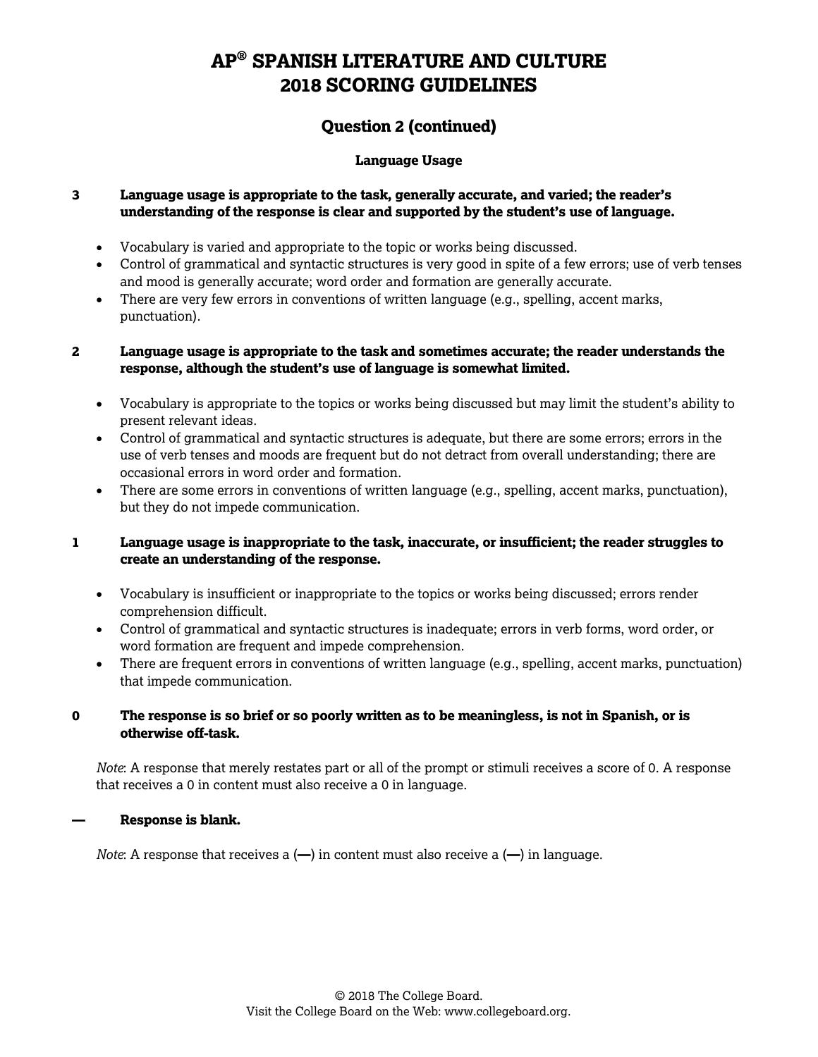# AP® SPANISH LITERATURE AND CULTURE 2018 SCORING GUIDELINES

## Question 2 (continued)

### Language Usage

**3 Language usage is appropriate to the task, generally accurate, and varied; the reader's understanding of the response is clear and supported by the student's use of language.**

- Vocabulary is varied and appropriate to the topic or works being discussed.
- Control of grammatical and syntactic structures is very good in spite of a few errors; use of verb tenses and mood is generally accurate; word order and formation are generally accurate.
- There are very few errors in conventions of written language (e.g., spelling, accent marks, punctuation).

**2 Language usage is appropriate to the task and sometimes accurate; the reader understands the response, although the student's use of language is somewhat limited.**

- Vocabulary is appropriate to the topics or works being discussed but may limit the student's ability to present relevant ideas.
- Control of grammatical and syntactic structures is adequate, but there are some errors; errors in the use of verb tenses and moods are frequent but do not detract from overall understanding; there are occasional errors in word order and formation.
- There are some errors in conventions of written language (e.g., spelling, accent marks, punctuation), but they do not impede communication.

**1 Language usage is inappropriate to the task, inaccurate, or insufficient; the reader struggles to create an understanding of the response.**

- Vocabulary is insufficient or inappropriate to the topics or works being discussed; errors render comprehension difficult.
- Control of grammatical and syntactic structures is inadequate; errors in verb forms, word order, or word formation are frequent and impede comprehension.
- There are frequent errors in conventions of written language (e.g., spelling, accent marks, punctuation) that impede communication.

**0 The response is so brief or so poorly written as to be meaningless, is not in Spanish, or is otherwise off-task.**

*Note*: A response that merely restates part or all of the prompt or stimuli receives a score of 0. A response that receives a 0 in content must also receive a 0 in language.

**— Response is blank.**

*Note*: A response that receives a (**—**) in content must also receive a (**—**) in language.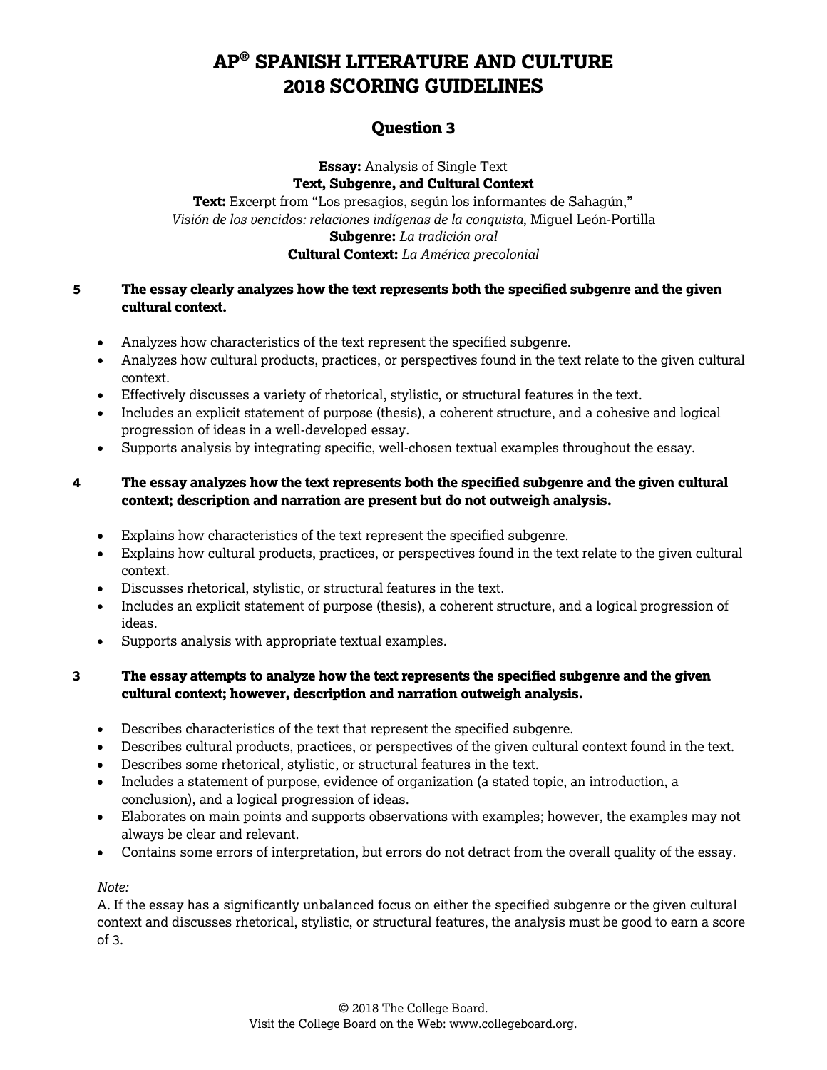# AP® SPANISH LITERATURE AND CULTURE 2018 SCORING GUIDELINES

## Question 3

**Essay:** Analysis of Single Text
**Text, Subgenre, and Cultural Context**
**Text:** Excerpt from "Los presagios, según los informantes de Sahagún," *Visión de los vencidos: relaciones indígenas de la conquista*, Miguel León-Portilla
**Subgenre:** *La tradición oral*
**Cultural Context:** *La América precolonial*

**5 The essay clearly analyzes how the text represents both the specified subgenre and the given cultural context.**

- Analyzes how characteristics of the text represent the specified subgenre.
- Analyzes how cultural products, practices, or perspectives found in the text relate to the given cultural context.
- Effectively discusses a variety of rhetorical, stylistic, or structural features in the text.
- Includes an explicit statement of purpose (thesis), a coherent structure, and a cohesive and logical progression of ideas in a well-developed essay.
- Supports analysis by integrating specific, well-chosen textual examples throughout the essay.

**4 The essay analyzes how the text represents both the specified subgenre and the given cultural context; description and narration are present but do not outweigh analysis.**

- Explains how characteristics of the text represent the specified subgenre.
- Explains how cultural products, practices, or perspectives found in the text relate to the given cultural context.
- Discusses rhetorical, stylistic, or structural features in the text.
- Includes an explicit statement of purpose (thesis), a coherent structure, and a logical progression of ideas.
- Supports analysis with appropriate textual examples.

**3 The essay attempts to analyze how the text represents the specified subgenre and the given cultural context; however, description and narration outweigh analysis.**

- Describes characteristics of the text that represent the specified subgenre.
- Describes cultural products, practices, or perspectives of the given cultural context found in the text.
- Describes some rhetorical, stylistic, or structural features in the text.
- Includes a statement of purpose, evidence of organization (a stated topic, an introduction, a conclusion), and a logical progression of ideas.
- Elaborates on main points and supports observations with examples; however, the examples may not always be clear and relevant.
- Contains some errors of interpretation, but errors do not detract from the overall quality of the essay.

*Note:*
A. If the essay has a significantly unbalanced focus on either the specified subgenre or the given cultural context and discusses rhetorical, stylistic, or structural features, the analysis must be good to earn a score of 3.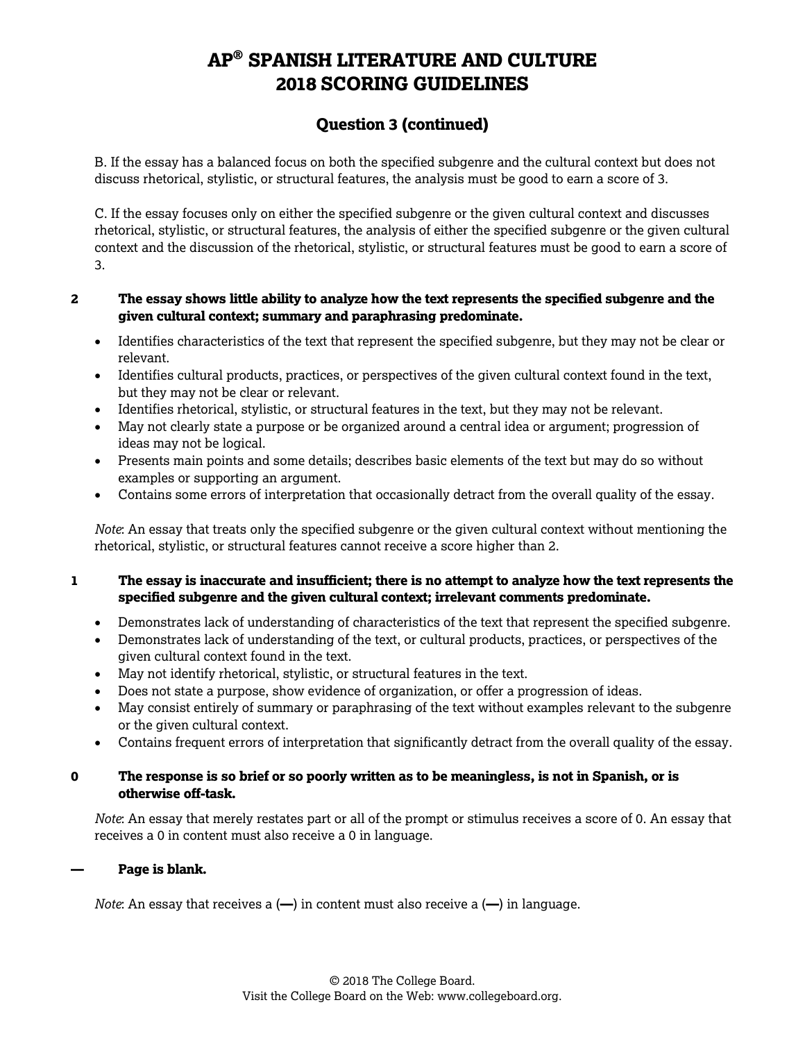# AP® SPANISH LITERATURE AND CULTURE 2018 SCORING GUIDELINES

## Question 3 (continued)

B. If the essay has a balanced focus on both the specified subgenre and the cultural context but does not discuss rhetorical, stylistic, or structural features, the analysis must be good to earn a score of 3.

C. If the essay focuses only on either the specified subgenre or the given cultural context and discusses rhetorical, stylistic, or structural features, the analysis of either the specified subgenre or the given cultural context and the discussion of the rhetorical, stylistic, or structural features must be good to earn a score of 3.

**2 The essay shows little ability to analyze how the text represents the specified subgenre and the given cultural context; summary and paraphrasing predominate.**

- Identifies characteristics of the text that represent the specified subgenre, but they may not be clear or relevant.
- Identifies cultural products, practices, or perspectives of the given cultural context found in the text, but they may not be clear or relevant.
- Identifies rhetorical, stylistic, or structural features in the text, but they may not be relevant.
- May not clearly state a purpose or be organized around a central idea or argument; progression of ideas may not be logical.
- Presents main points and some details; describes basic elements of the text but may do so without examples or supporting an argument.
- Contains some errors of interpretation that occasionally detract from the overall quality of the essay.

*Note*: An essay that treats only the specified subgenre or the given cultural context without mentioning the rhetorical, stylistic, or structural features cannot receive a score higher than 2.

**1 The essay is inaccurate and insufficient; there is no attempt to analyze how the text represents the specified subgenre and the given cultural context; irrelevant comments predominate.**

- Demonstrates lack of understanding of characteristics of the text that represent the specified subgenre.
- Demonstrates lack of understanding of the text, or cultural products, practices, or perspectives of the given cultural context found in the text.
- May not identify rhetorical, stylistic, or structural features in the text.
- Does not state a purpose, show evidence of organization, or offer a progression of ideas.
- May consist entirely of summary or paraphrasing of the text without examples relevant to the subgenre or the given cultural context.
- Contains frequent errors of interpretation that significantly detract from the overall quality of the essay.

**0 The response is so brief or so poorly written as to be meaningless, is not in Spanish, or is otherwise off-task.**

*Note*: An essay that merely restates part or all of the prompt or stimulus receives a score of 0. An essay that receives a 0 in content must also receive a 0 in language.

**— Page is blank.**

*Note*: An essay that receives a (—) in content must also receive a (—) in language.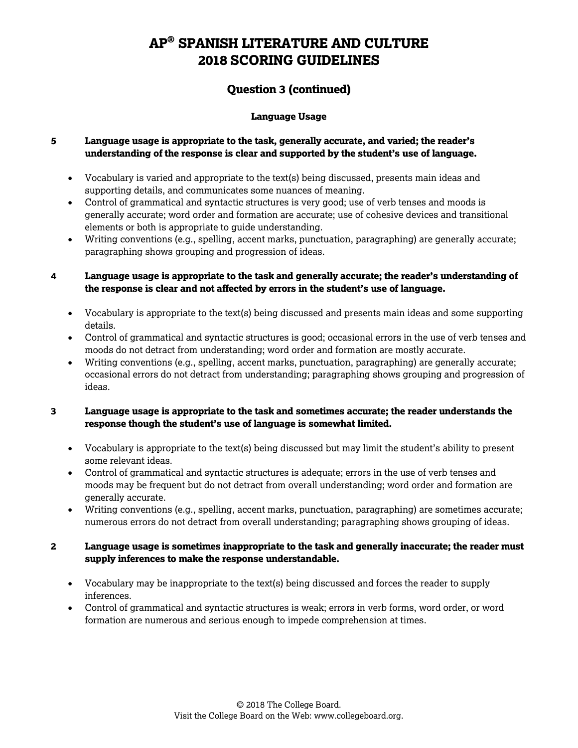# AP® SPANISH LITERATURE AND CULTURE
# 2018 SCORING GUIDELINES

## Question 3 (continued)

### Language Usage

**5 Language usage is appropriate to the task, generally accurate, and varied; the reader's understanding of the response is clear and supported by the student's use of language.**

- Vocabulary is varied and appropriate to the text(s) being discussed, presents main ideas and supporting details, and communicates some nuances of meaning.
- Control of grammatical and syntactic structures is very good; use of verb tenses and moods is generally accurate; word order and formation are accurate; use of cohesive devices and transitional elements or both is appropriate to guide understanding.
- Writing conventions (e.g., spelling, accent marks, punctuation, paragraphing) are generally accurate; paragraphing shows grouping and progression of ideas.

**4 Language usage is appropriate to the task and generally accurate; the reader's understanding of the response is clear and not affected by errors in the student's use of language.**

- Vocabulary is appropriate to the text(s) being discussed and presents main ideas and some supporting details.
- Control of grammatical and syntactic structures is good; occasional errors in the use of verb tenses and moods do not detract from understanding; word order and formation are mostly accurate.
- Writing conventions (e.g., spelling, accent marks, punctuation, paragraphing) are generally accurate; occasional errors do not detract from understanding; paragraphing shows grouping and progression of ideas.

**3 Language usage is appropriate to the task and sometimes accurate; the reader understands the response though the student's use of language is somewhat limited.**

- Vocabulary is appropriate to the text(s) being discussed but may limit the student's ability to present some relevant ideas.
- Control of grammatical and syntactic structures is adequate; errors in the use of verb tenses and moods may be frequent but do not detract from overall understanding; word order and formation are generally accurate.
- Writing conventions (e.g., spelling, accent marks, punctuation, paragraphing) are sometimes accurate; numerous errors do not detract from overall understanding; paragraphing shows grouping of ideas.

**2 Language usage is sometimes inappropriate to the task and generally inaccurate; the reader must supply inferences to make the response understandable.**

- Vocabulary may be inappropriate to the text(s) being discussed and forces the reader to supply inferences.
- Control of grammatical and syntactic structures is weak; errors in verb forms, word order, or word formation are numerous and serious enough to impede comprehension at times.

© 2018 The College Board.
Visit the College Board on the Web: www.collegeboard.org.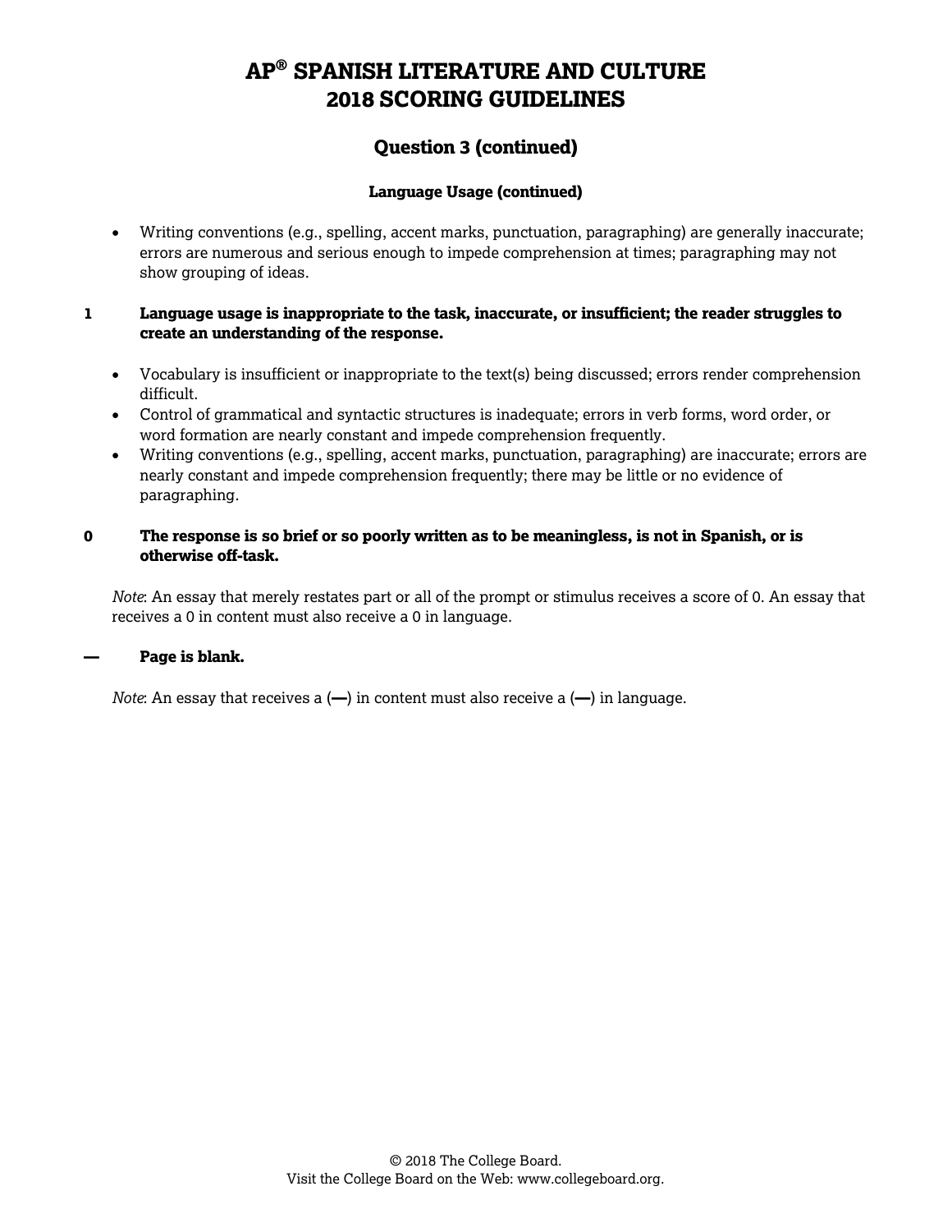# AP® SPANISH LITERATURE AND CULTURE 2018 SCORING GUIDELINES

## Question 3 (continued)

### Language Usage (continued)

- Writing conventions (e.g., spelling, accent marks, punctuation, paragraphing) are generally inaccurate; errors are numerous and serious enough to impede comprehension at times; paragraphing may not show grouping of ideas.

**1 Language usage is inappropriate to the task, inaccurate, or insufficient; the reader struggles to create an understanding of the response.**

- Vocabulary is insufficient or inappropriate to the text(s) being discussed; errors render comprehension difficult.
- Control of grammatical and syntactic structures is inadequate; errors in verb forms, word order, or word formation are nearly constant and impede comprehension frequently.
- Writing conventions (e.g., spelling, accent marks, punctuation, paragraphing) are inaccurate; errors are nearly constant and impede comprehension frequently; there may be little or no evidence of paragraphing.

**0 The response is so brief or so poorly written as to be meaningless, is not in Spanish, or is otherwise off-task.**

*Note*: An essay that merely restates part or all of the prompt or stimulus receives a score of 0. An essay that receives a 0 in content must also receive a 0 in language.

**— Page is blank.**

*Note*: An essay that receives a (**—**) in content must also receive a (**—**) in language.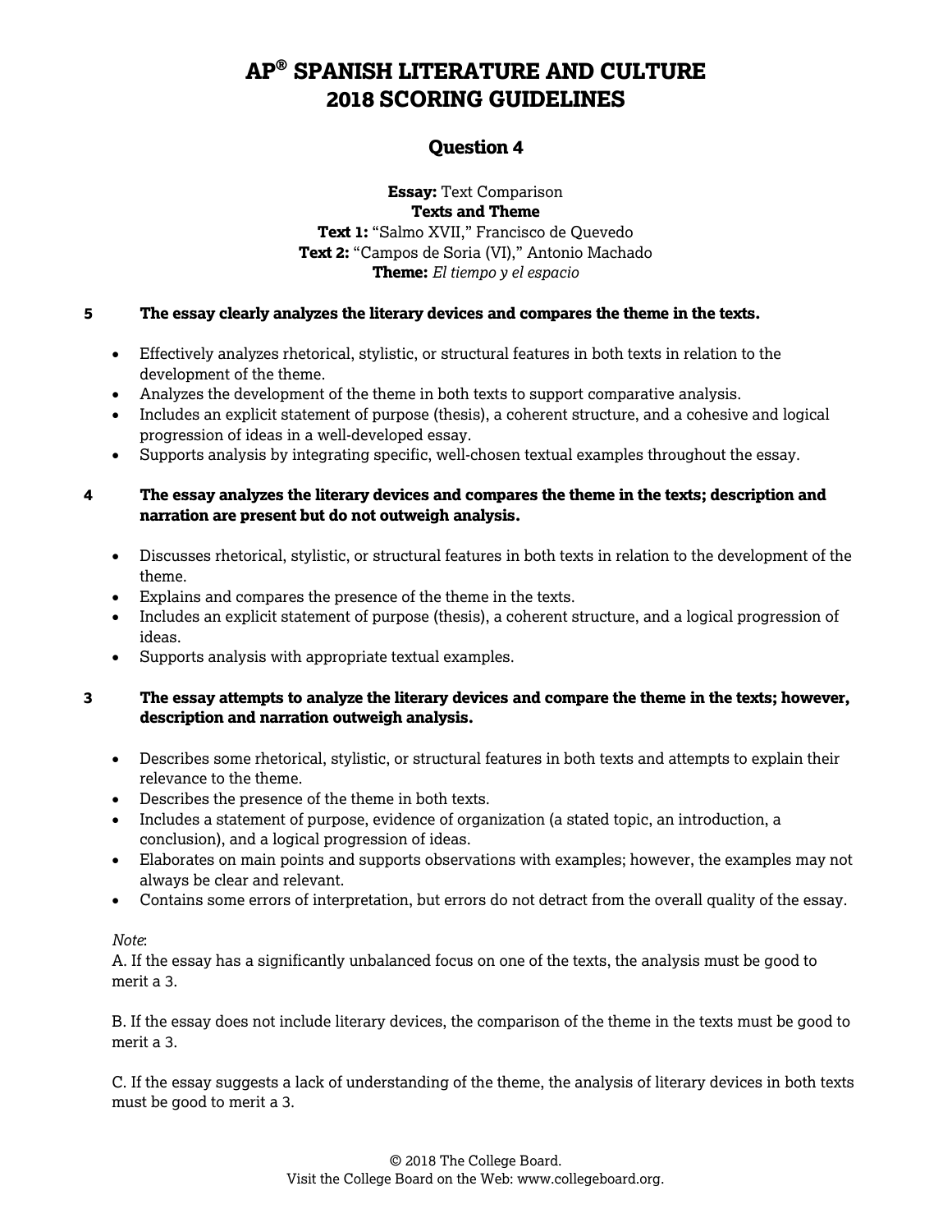# AP® SPANISH LITERATURE AND CULTURE 2018 SCORING GUIDELINES

## Question 4

**Essay:** Text Comparison
**Texts and Theme**
**Text 1:** "Salmo XVII," Francisco de Quevedo
**Text 2:** "Campos de Soria (VI)," Antonio Machado
**Theme:** *El tiempo y el espacio*

**5 The essay clearly analyzes the literary devices and compares the theme in the texts.**

- Effectively analyzes rhetorical, stylistic, or structural features in both texts in relation to the development of the theme.
- Analyzes the development of the theme in both texts to support comparative analysis.
- Includes an explicit statement of purpose (thesis), a coherent structure, and a cohesive and logical progression of ideas in a well-developed essay.
- Supports analysis by integrating specific, well-chosen textual examples throughout the essay.

**4 The essay analyzes the literary devices and compares the theme in the texts; description and narration are present but do not outweigh analysis.**

- Discusses rhetorical, stylistic, or structural features in both texts in relation to the development of the theme.
- Explains and compares the presence of the theme in the texts.
- Includes an explicit statement of purpose (thesis), a coherent structure, and a logical progression of ideas.
- Supports analysis with appropriate textual examples.

**3 The essay attempts to analyze the literary devices and compare the theme in the texts; however, description and narration outweigh analysis.**

- Describes some rhetorical, stylistic, or structural features in both texts and attempts to explain their relevance to the theme.
- Describes the presence of the theme in both texts.
- Includes a statement of purpose, evidence of organization (a stated topic, an introduction, a conclusion), and a logical progression of ideas.
- Elaborates on main points and supports observations with examples; however, the examples may not always be clear and relevant.
- Contains some errors of interpretation, but errors do not detract from the overall quality of the essay.

*Note*:
A. If the essay has a significantly unbalanced focus on one of the texts, the analysis must be good to merit a 3.

B. If the essay does not include literary devices, the comparison of the theme in the texts must be good to merit a 3.

C. If the essay suggests a lack of understanding of the theme, the analysis of literary devices in both texts must be good to merit a 3.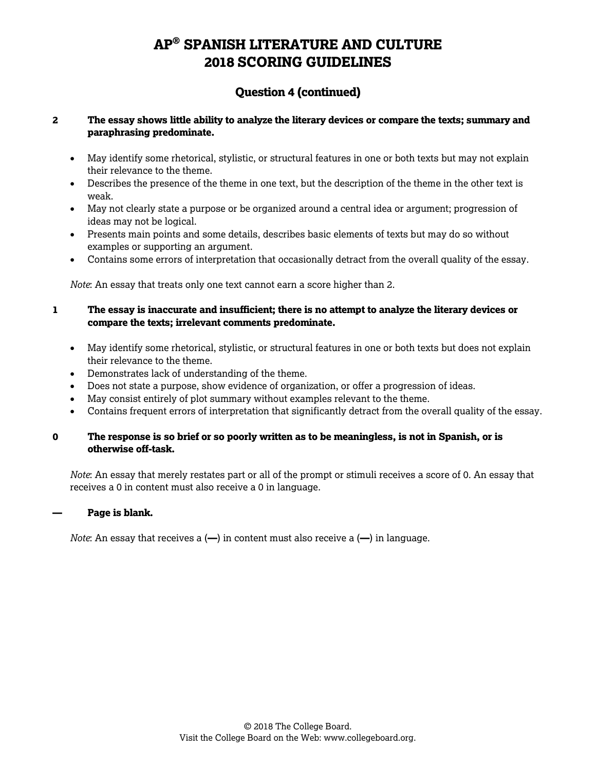# AP® SPANISH LITERATURE AND CULTURE 2018 SCORING GUIDELINES

## Question 4 (continued)

**2 The essay shows little ability to analyze the literary devices or compare the texts; summary and paraphrasing predominate.**

- May identify some rhetorical, stylistic, or structural features in one or both texts but may not explain their relevance to the theme.
- Describes the presence of the theme in one text, but the description of the theme in the other text is weak.
- May not clearly state a purpose or be organized around a central idea or argument; progression of ideas may not be logical.
- Presents main points and some details, describes basic elements of texts but may do so without examples or supporting an argument.
- Contains some errors of interpretation that occasionally detract from the overall quality of the essay.

*Note*: An essay that treats only one text cannot earn a score higher than 2.

**1 The essay is inaccurate and insufficient; there is no attempt to analyze the literary devices or compare the texts; irrelevant comments predominate.**

- May identify some rhetorical, stylistic, or structural features in one or both texts but does not explain their relevance to the theme.
- Demonstrates lack of understanding of the theme.
- Does not state a purpose, show evidence of organization, or offer a progression of ideas.
- May consist entirely of plot summary without examples relevant to the theme.
- Contains frequent errors of interpretation that significantly detract from the overall quality of the essay.

**0 The response is so brief or so poorly written as to be meaningless, is not in Spanish, or is otherwise off-task.**

*Note*: An essay that merely restates part or all of the prompt or stimuli receives a score of 0. An essay that receives a 0 in content must also receive a 0 in language.

**— Page is blank.**

*Note*: An essay that receives a (**—**) in content must also receive a (**—**) in language.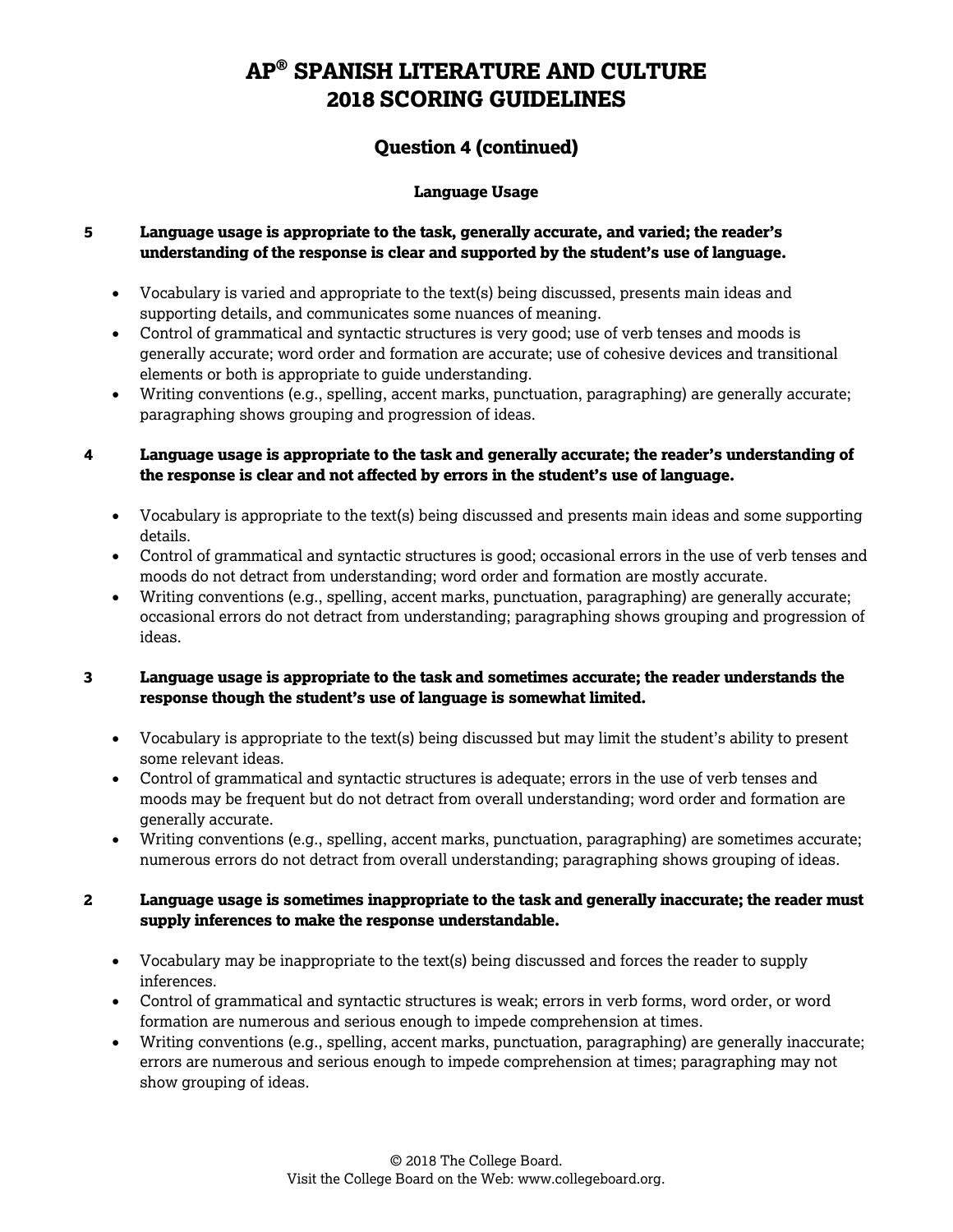# AP® SPANISH LITERATURE AND CULTURE 2018 SCORING GUIDELINES

## Question 4 (continued)

### Language Usage

**5 Language usage is appropriate to the task, generally accurate, and varied; the reader's understanding of the response is clear and supported by the student's use of language.**

- Vocabulary is varied and appropriate to the text(s) being discussed, presents main ideas and supporting details, and communicates some nuances of meaning.
- Control of grammatical and syntactic structures is very good; use of verb tenses and moods is generally accurate; word order and formation are accurate; use of cohesive devices and transitional elements or both is appropriate to guide understanding.
- Writing conventions (e.g., spelling, accent marks, punctuation, paragraphing) are generally accurate; paragraphing shows grouping and progression of ideas.

**4 Language usage is appropriate to the task and generally accurate; the reader's understanding of the response is clear and not affected by errors in the student's use of language.**

- Vocabulary is appropriate to the text(s) being discussed and presents main ideas and some supporting details.
- Control of grammatical and syntactic structures is good; occasional errors in the use of verb tenses and moods do not detract from understanding; word order and formation are mostly accurate.
- Writing conventions (e.g., spelling, accent marks, punctuation, paragraphing) are generally accurate; occasional errors do not detract from understanding; paragraphing shows grouping and progression of ideas.

**3 Language usage is appropriate to the task and sometimes accurate; the reader understands the response though the student's use of language is somewhat limited.**

- Vocabulary is appropriate to the text(s) being discussed but may limit the student's ability to present some relevant ideas.
- Control of grammatical and syntactic structures is adequate; errors in the use of verb tenses and moods may be frequent but do not detract from overall understanding; word order and formation are generally accurate.
- Writing conventions (e.g., spelling, accent marks, punctuation, paragraphing) are sometimes accurate; numerous errors do not detract from overall understanding; paragraphing shows grouping of ideas.

**2 Language usage is sometimes inappropriate to the task and generally inaccurate; the reader must supply inferences to make the response understandable.**

- Vocabulary may be inappropriate to the text(s) being discussed and forces the reader to supply inferences.
- Control of grammatical and syntactic structures is weak; errors in verb forms, word order, or word formation are numerous and serious enough to impede comprehension at times.
- Writing conventions (e.g., spelling, accent marks, punctuation, paragraphing) are generally inaccurate; errors are numerous and serious enough to impede comprehension at times; paragraphing may not show grouping of ideas.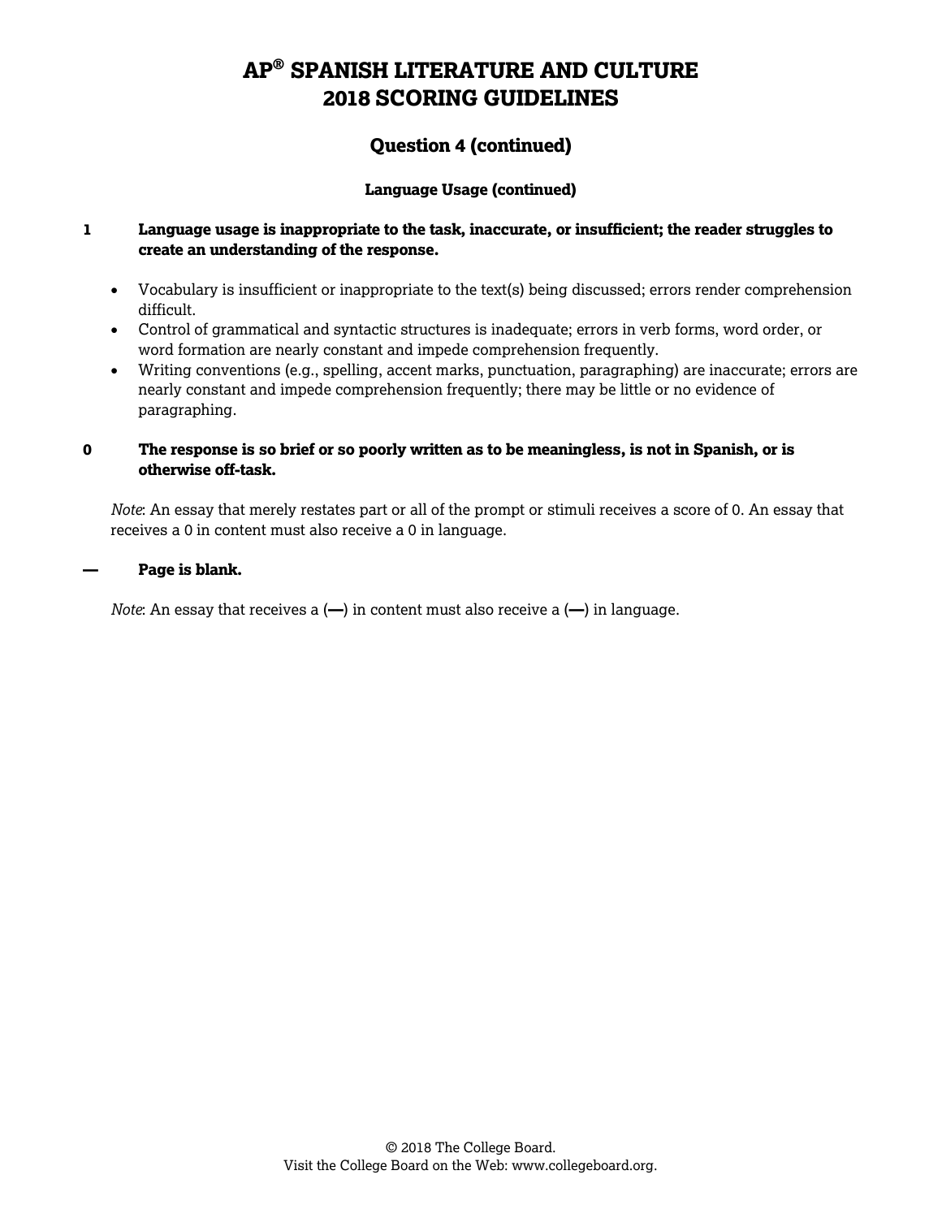# AP® SPANISH LITERATURE AND CULTURE 2018 SCORING GUIDELINES

## Question 4 (continued)

### Language Usage (continued)

**1 Language usage is inappropriate to the task, inaccurate, or insufficient; the reader struggles to create an understanding of the response.**

- Vocabulary is insufficient or inappropriate to the text(s) being discussed; errors render comprehension difficult.
- Control of grammatical and syntactic structures is inadequate; errors in verb forms, word order, or word formation are nearly constant and impede comprehension frequently.
- Writing conventions (e.g., spelling, accent marks, punctuation, paragraphing) are inaccurate; errors are nearly constant and impede comprehension frequently; there may be little or no evidence of paragraphing.

**0 The response is so brief or so poorly written as to be meaningless, is not in Spanish, or is otherwise off-task.**

*Note*: An essay that merely restates part or all of the prompt or stimuli receives a score of 0. An essay that receives a 0 in content must also receive a 0 in language.

**— Page is blank.**

*Note*: An essay that receives a (**—**) in content must also receive a (**—**) in language.

© 2018 The College Board.
Visit the College Board on the Web: www.collegeboard.org.